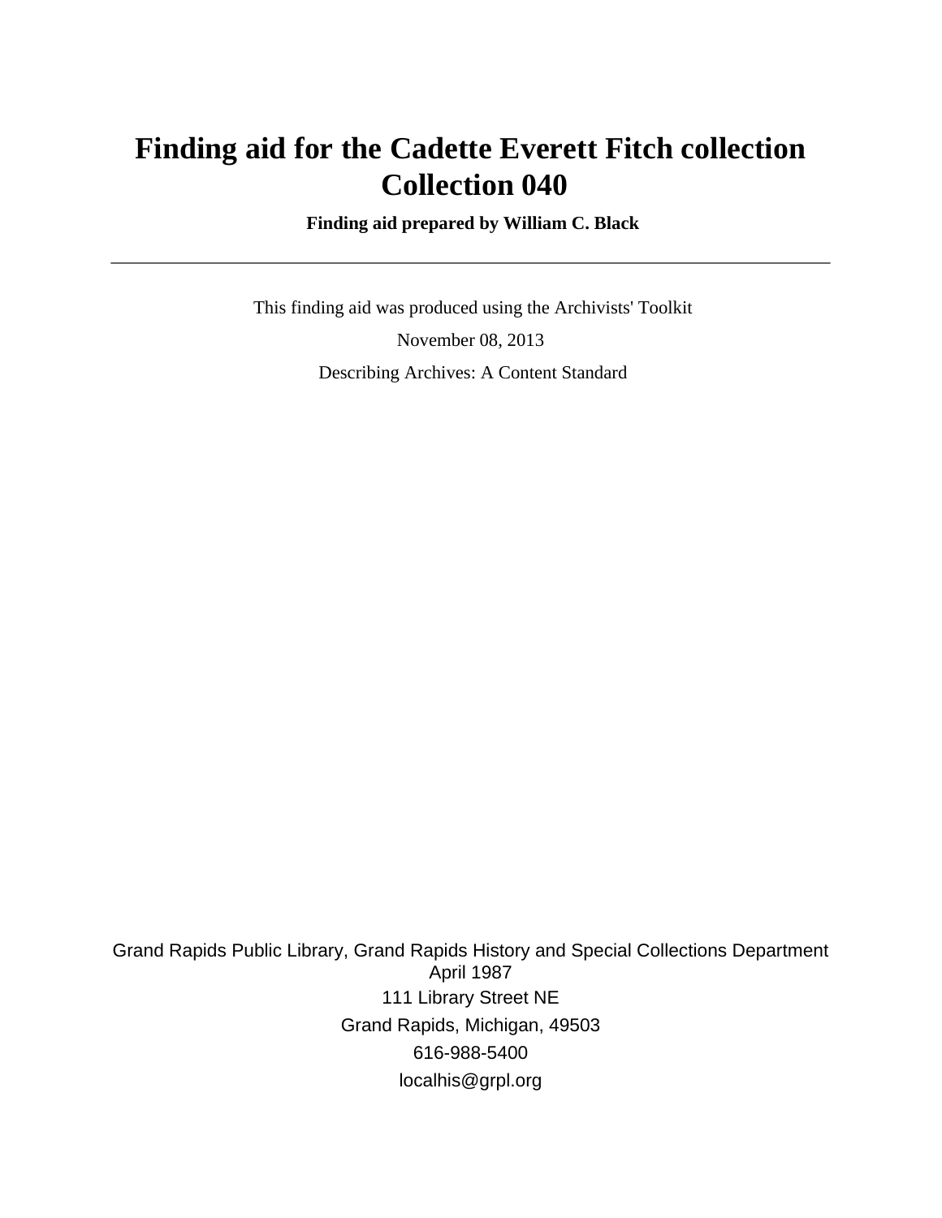# Finding aid for the Cadette Everett Fitch collection
# Collection 040

**Finding aid prepared by William C. Black**

---

This finding aid was produced using the Archivists' Toolkit

November 08, 2013

Describing Archives: A Content Standard

Grand Rapids Public Library, Grand Rapids History and Special Collections Department
April 1987
111 Library Street NE
Grand Rapids, Michigan, 49503
616-988-5400
localhis@grpl.org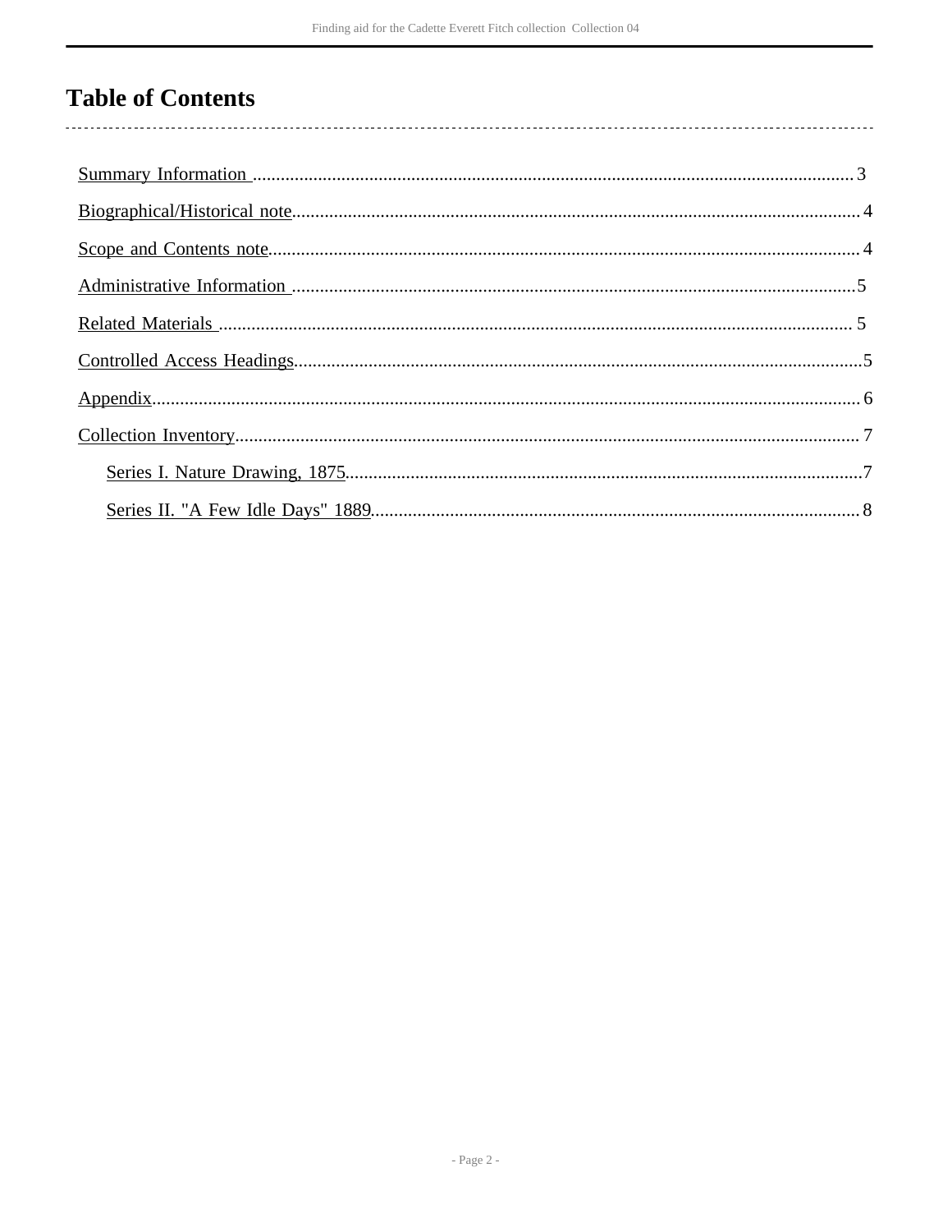# Table of Contents

- Summary Information ........ 3
- Biographical/Historical note ........ 4
- Scope and Contents note ........ 4
- Administrative Information ........ 5
- Related Materials ........ 5
- Controlled Access Headings ........ 5
- Appendix ........ 6
- Collection Inventory ........ 7
  - Series I. Nature Drawing, 1875 ........ 7
  - Series II. "A Few Idle Days" 1889 ........ 8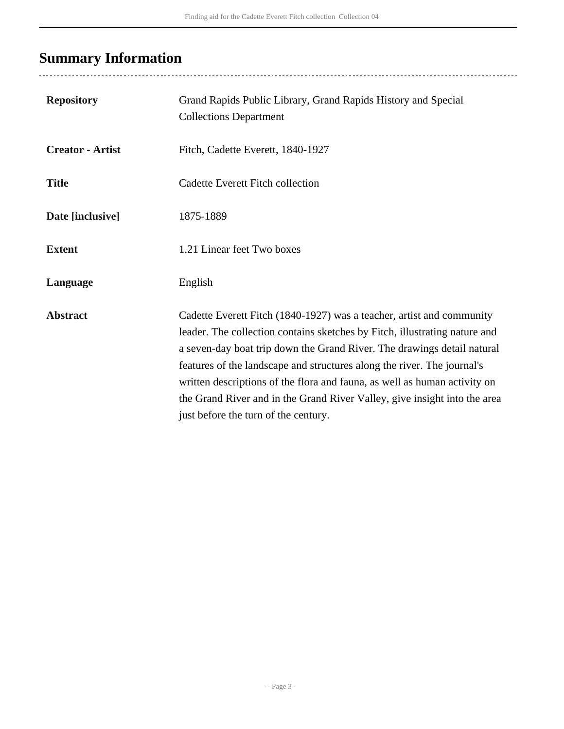## Summary Information

| | |
|---|---|
| **Repository** | Grand Rapids Public Library, Grand Rapids History and Special Collections Department |
| **Creator - Artist** | Fitch, Cadette Everett, 1840-1927 |
| **Title** | Cadette Everett Fitch collection |
| **Date [inclusive]** | 1875-1889 |
| **Extent** | 1.21 Linear feet Two boxes |
| **Language** | English |
| **Abstract** | Cadette Everett Fitch (1840-1927) was a teacher, artist and community leader. The collection contains sketches by Fitch, illustrating nature and a seven-day boat trip down the Grand River. The drawings detail natural features of the landscape and structures along the river. The journal's written descriptions of the flora and fauna, as well as human activity on the Grand River and in the Grand River Valley, give insight into the area just before the turn of the century. |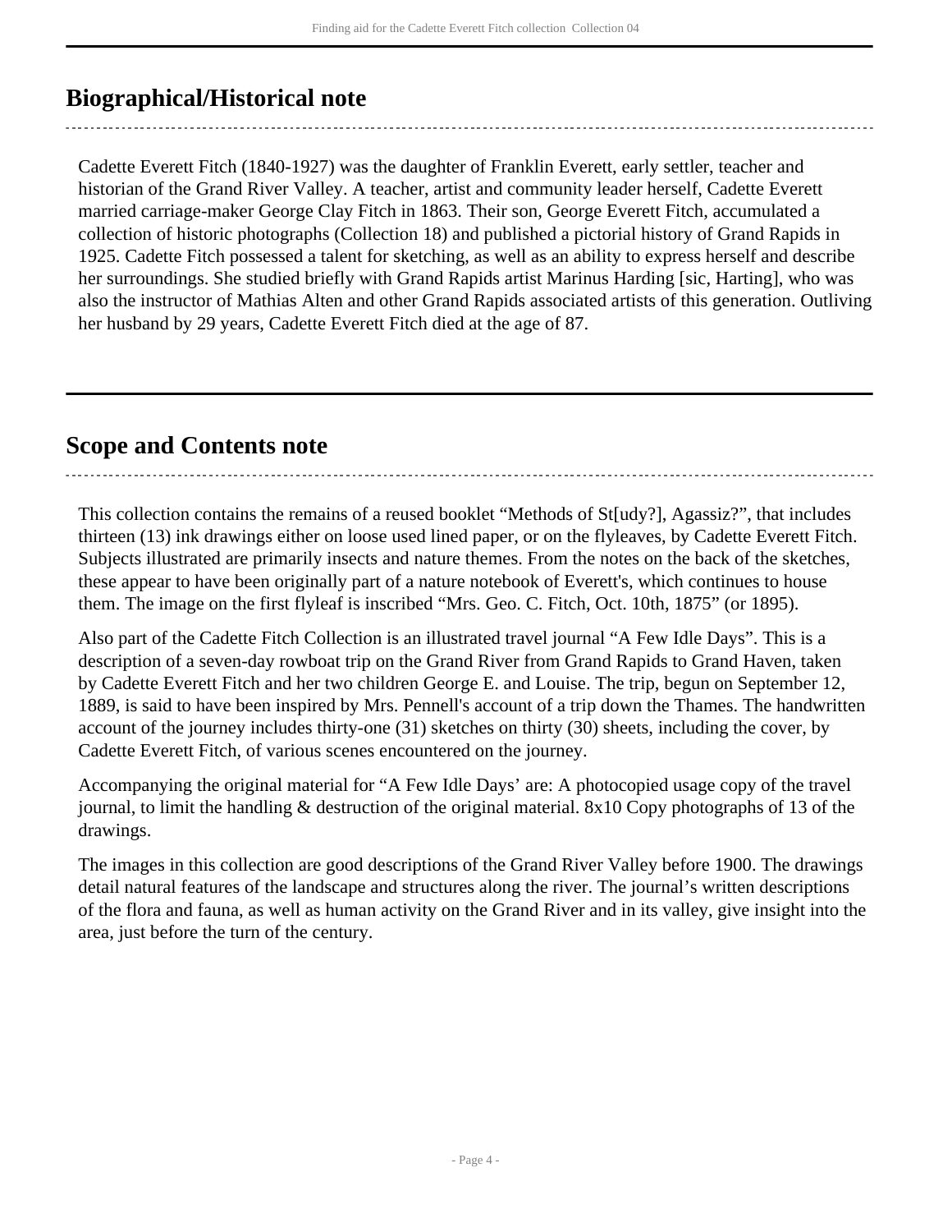## Biographical/Historical note

Cadette Everett Fitch (1840-1927) was the daughter of Franklin Everett, early settler, teacher and historian of the Grand River Valley. A teacher, artist and community leader herself, Cadette Everett married carriage-maker George Clay Fitch in 1863. Their son, George Everett Fitch, accumulated a collection of historic photographs (Collection 18) and published a pictorial history of Grand Rapids in 1925. Cadette Fitch possessed a talent for sketching, as well as an ability to express herself and describe her surroundings. She studied briefly with Grand Rapids artist Marinus Harding [sic, Harting], who was also the instructor of Mathias Alten and other Grand Rapids associated artists of this generation. Outliving her husband by 29 years, Cadette Everett Fitch died at the age of 87.

## Scope and Contents note

This collection contains the remains of a reused booklet “Methods of St[udy?], Agassiz?”, that includes thirteen (13) ink drawings either on loose used lined paper, or on the flyleaves, by Cadette Everett Fitch. Subjects illustrated are primarily insects and nature themes. From the notes on the back of the sketches, these appear to have been originally part of a nature notebook of Everett's, which continues to house them. The image on the first flyleaf is inscribed “Mrs. Geo. C. Fitch, Oct. 10th, 1875” (or 1895).

Also part of the Cadette Fitch Collection is an illustrated travel journal “A Few Idle Days”. This is a description of a seven-day rowboat trip on the Grand River from Grand Rapids to Grand Haven, taken by Cadette Everett Fitch and her two children George E. and Louise. The trip, begun on September 12, 1889, is said to have been inspired by Mrs. Pennell's account of a trip down the Thames. The handwritten account of the journey includes thirty-one (31) sketches on thirty (30) sheets, including the cover, by Cadette Everett Fitch, of various scenes encountered on the journey.

Accompanying the original material for “A Few Idle Days’ are: A photocopied usage copy of the travel journal, to limit the handling & destruction of the original material. 8x10 Copy photographs of 13 of the drawings.

The images in this collection are good descriptions of the Grand River Valley before 1900. The drawings detail natural features of the landscape and structures along the river. The journal’s written descriptions of the flora and fauna, as well as human activity on the Grand River and in its valley, give insight into the area, just before the turn of the century.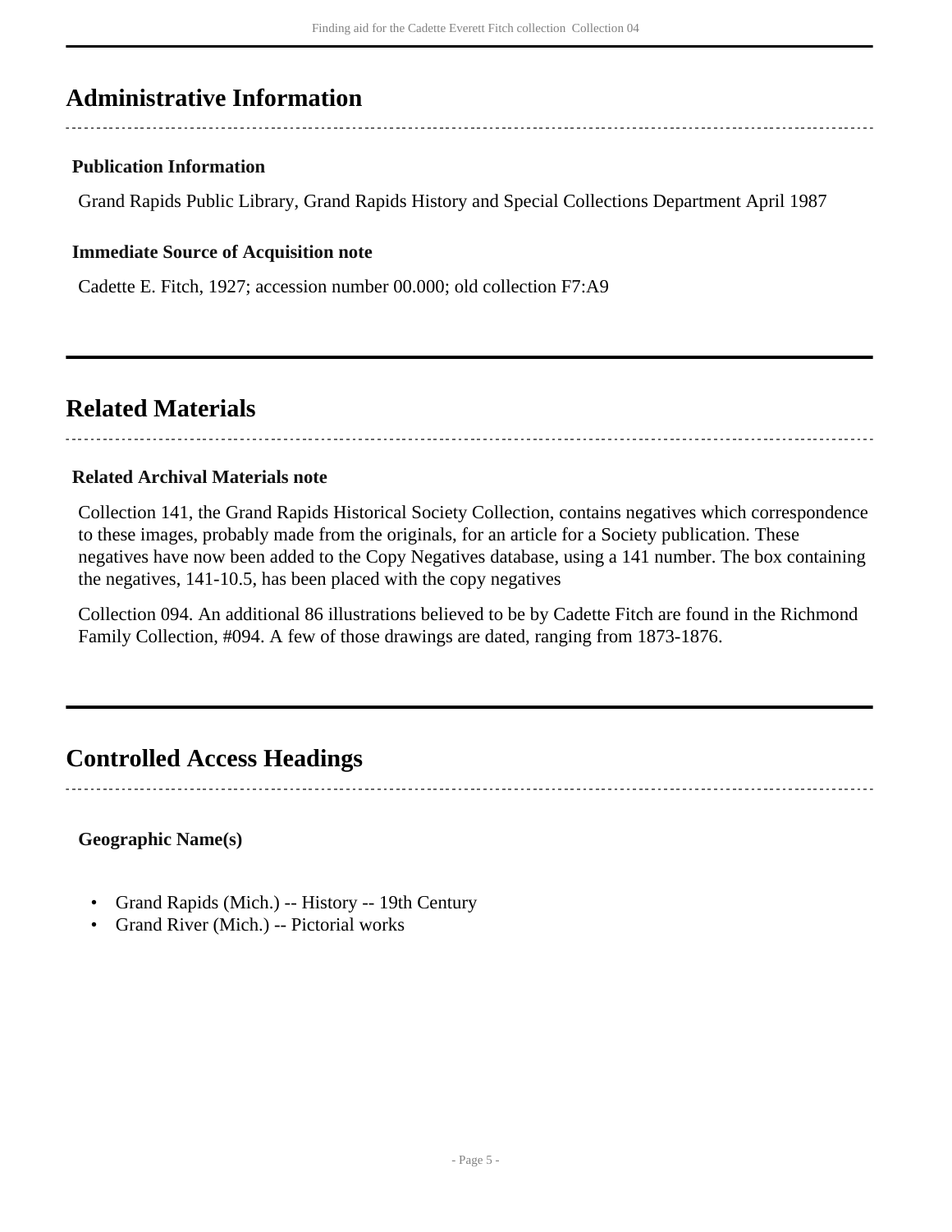## Administrative Information

### Publication Information

Grand Rapids Public Library, Grand Rapids History and Special Collections Department April 1987

### Immediate Source of Acquisition note

Cadette E. Fitch, 1927; accession number 00.000; old collection F7:A9

## Related Materials

### Related Archival Materials note

Collection 141, the Grand Rapids Historical Society Collection, contains negatives which correspondence to these images, probably made from the originals, for an article for a Society publication. These negatives have now been added to the Copy Negatives database, using a 141 number. The box containing the negatives, 141-10.5, has been placed with the copy negatives

Collection 094. An additional 86 illustrations believed to be by Cadette Fitch are found in the Richmond Family Collection, #094. A few of those drawings are dated, ranging from 1873-1876.

## Controlled Access Headings

### Geographic Name(s)

- Grand Rapids (Mich.) -- History -- 19th Century
- Grand River (Mich.) -- Pictorial works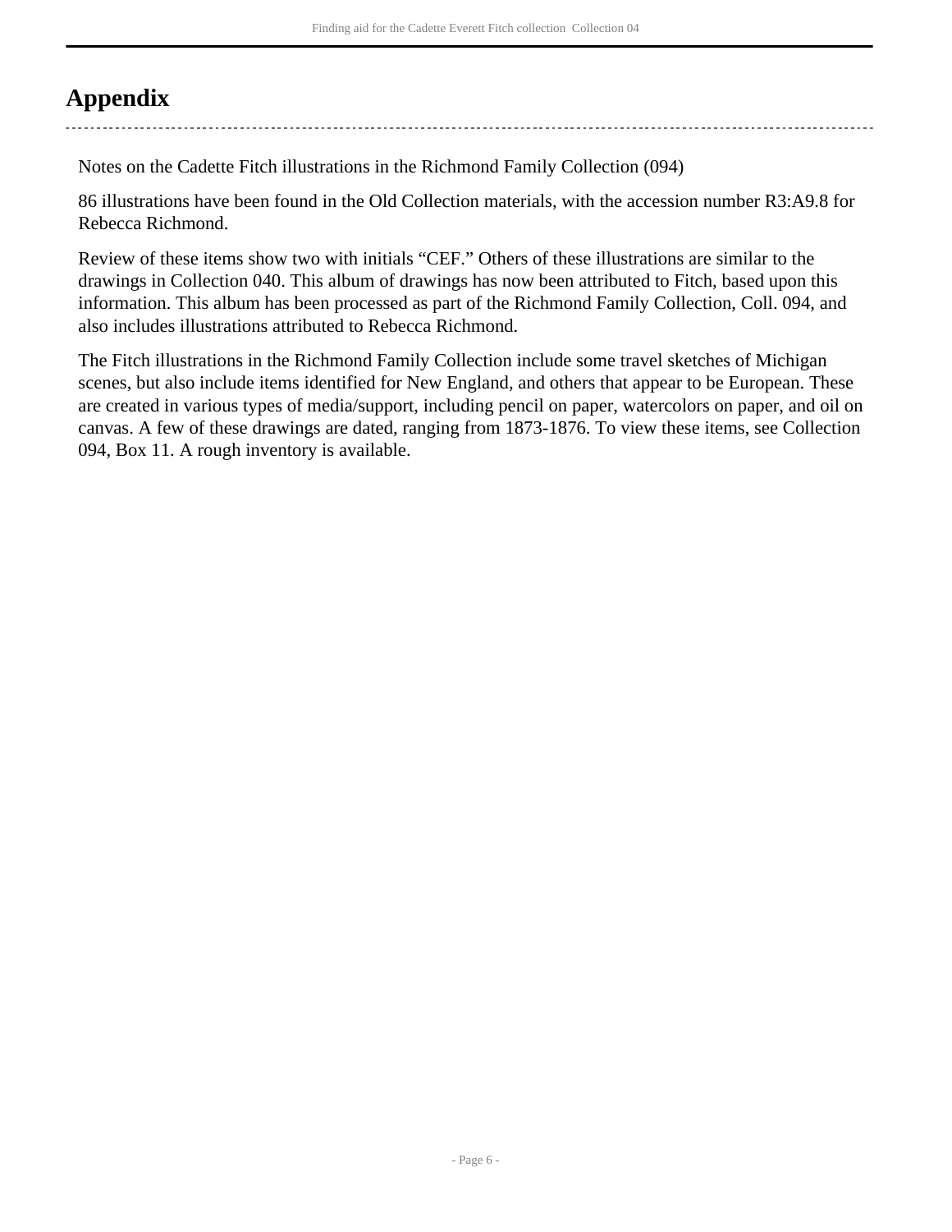## Appendix

Notes on the Cadette Fitch illustrations in the Richmond Family Collection (094)

86 illustrations have been found in the Old Collection materials, with the accession number R3:A9.8 for Rebecca Richmond.

Review of these items show two with initials “CEF.” Others of these illustrations are similar to the drawings in Collection 040. This album of drawings has now been attributed to Fitch, based upon this information. This album has been processed as part of the Richmond Family Collection, Coll. 094, and also includes illustrations attributed to Rebecca Richmond.

The Fitch illustrations in the Richmond Family Collection include some travel sketches of Michigan scenes, but also include items identified for New England, and others that appear to be European. These are created in various types of media/support, including pencil on paper, watercolors on paper, and oil on canvas. A few of these drawings are dated, ranging from 1873-1876. To view these items, see Collection 094, Box 11. A rough inventory is available.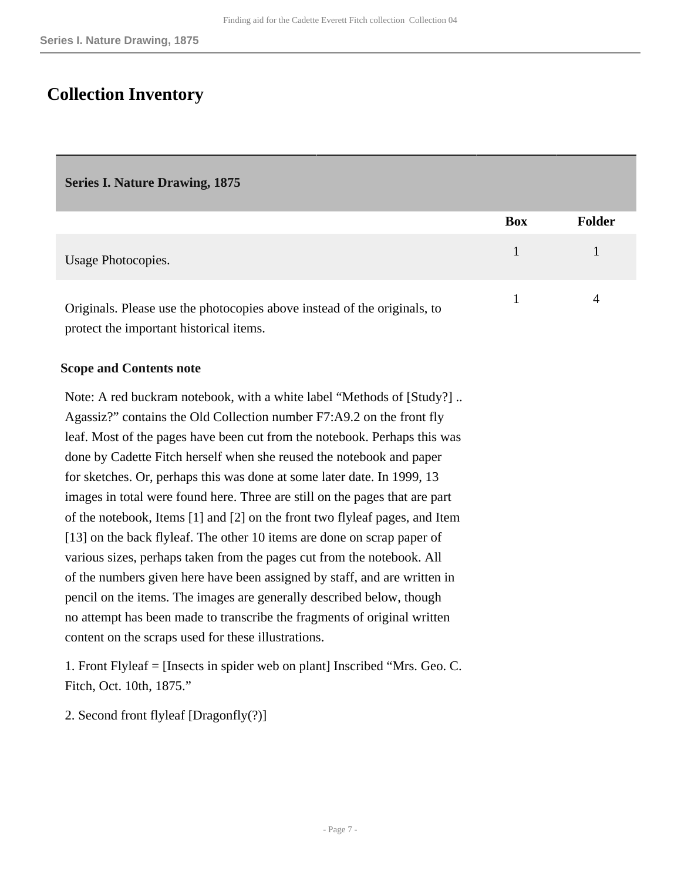# Collection Inventory

| Series I. Nature Drawing, 1875 | | |
|---|---|---|
| | **Box** | **Folder** |
| Usage Photocopies. | 1 | 1 |
| Originals. Please use the photocopies above instead of the originals, to protect the important historical items. | 1 | 4 |

**Scope and Contents note**

Note: A red buckram notebook, with a white label “Methods of [Study?] .. Agassiz?” contains the Old Collection number F7:A9.2 on the front fly leaf. Most of the pages have been cut from the notebook. Perhaps this was done by Cadette Fitch herself when she reused the notebook and paper for sketches. Or, perhaps this was done at some later date. In 1999, 13 images in total were found here. Three are still on the pages that are part of the notebook, Items [1] and [2] on the front two flyleaf pages, and Item [13] on the back flyleaf. The other 10 items are done on scrap paper of various sizes, perhaps taken from the pages cut from the notebook. All of the numbers given here have been assigned by staff, and are written in pencil on the items. The images are generally described below, though no attempt has been made to transcribe the fragments of original written content on the scraps used for these illustrations.

1. Front Flyleaf = [Insects in spider web on plant] Inscribed “Mrs. Geo. C. Fitch, Oct. 10th, 1875.”

2. Second front flyleaf [Dragonfly(?)]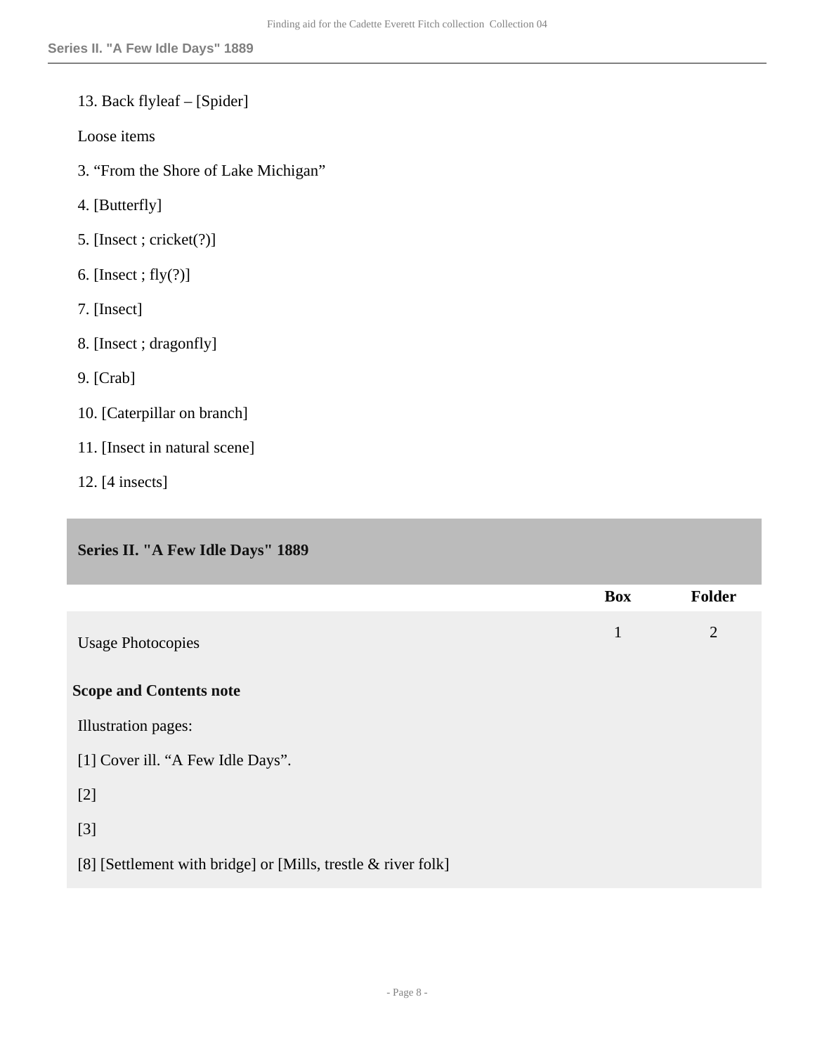13. Back flyleaf – [Spider]

Loose items

3. “From the Shore of Lake Michigan”

4. [Butterfly]

5. [Insect ; cricket(?)]

6. [Insect ; fly(?)]

7. [Insect]

8. [Insect ; dragonfly]

9. [Crab]

10. [Caterpillar on branch]

11. [Insect in natural scene]

12. [4 insects]

## Series II. "A Few Idle Days" 1889

| | Box | Folder |
|---|---|---|
| Usage Photocopies | 1 | 2 |

**Scope and Contents note**

Illustration pages:

[1] Cover ill. “A Few Idle Days”.

[2]

[3]

[8] [Settlement with bridge] or [Mills, trestle & river folk]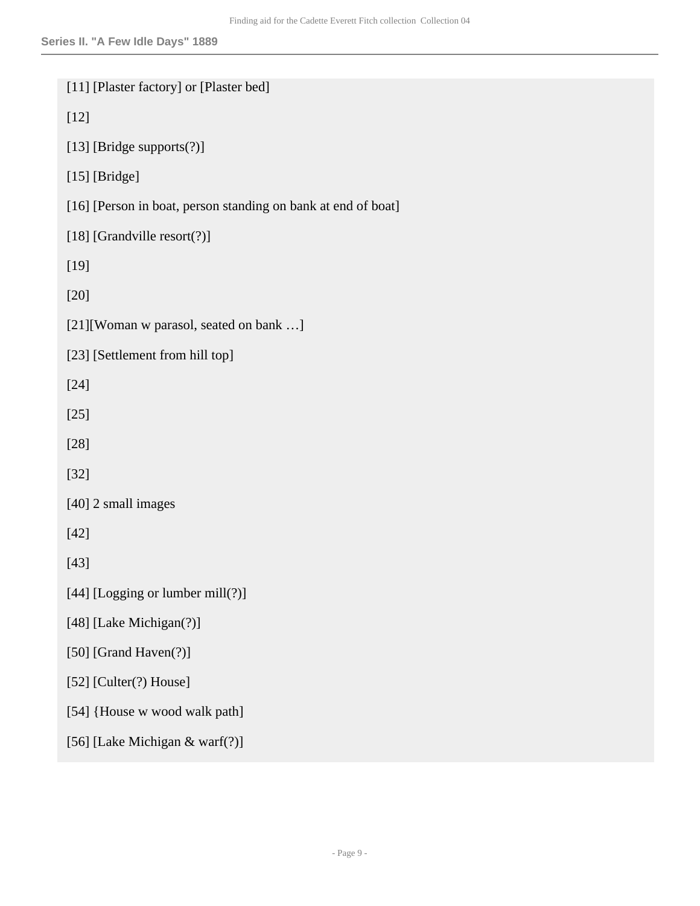[11] [Plaster factory] or [Plaster bed]

[12]

[13] [Bridge supports(?)]

[15] [Bridge]

[16] [Person in boat, person standing on bank at end of boat]

[18] [Grandville resort(?)]

[19]

[20]

[21][Woman w parasol, seated on bank …]

[23] [Settlement from hill top]

[24]

[25]

[28]

[32]

[40] 2 small images

[42]

[43]

[44] [Logging or lumber mill(?)]

[48] [Lake Michigan(?)]

[50] [Grand Haven(?)]

[52] [Culter(?) House]

[54] {House w wood walk path]

[56] [Lake Michigan & warf(?)]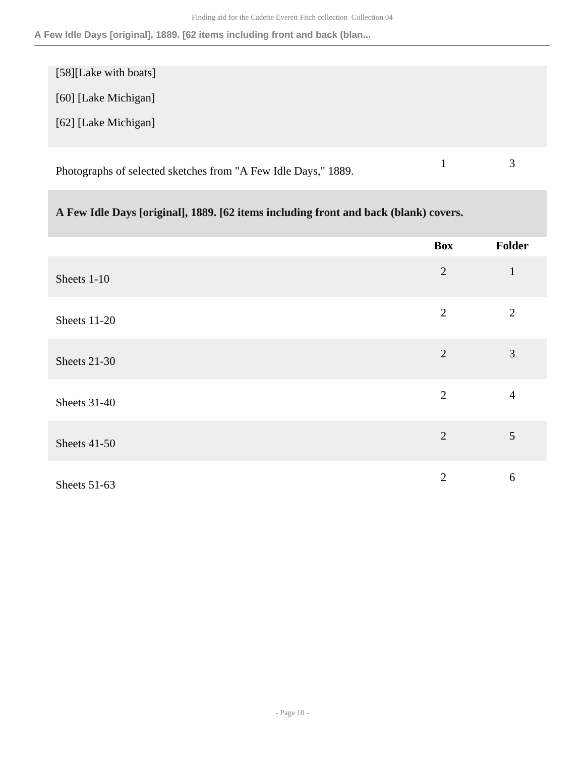[58][Lake with boats]

[60] [Lake Michigan]

[62] [Lake Michigan]

| | Box | Folder |
|---|---|---|
| Photographs of selected sketches from "A Few Idle Days," 1889. | 1 | 3 |

### A Few Idle Days [original], 1889. [62 items including front and back (blank) covers.

| | Box | Folder |
|---|---|---|
| Sheets 1-10 | 2 | 1 |
| Sheets 11-20 | 2 | 2 |
| Sheets 21-30 | 2 | 3 |
| Sheets 31-40 | 2 | 4 |
| Sheets 41-50 | 2 | 5 |
| Sheets 51-63 | 2 | 6 |